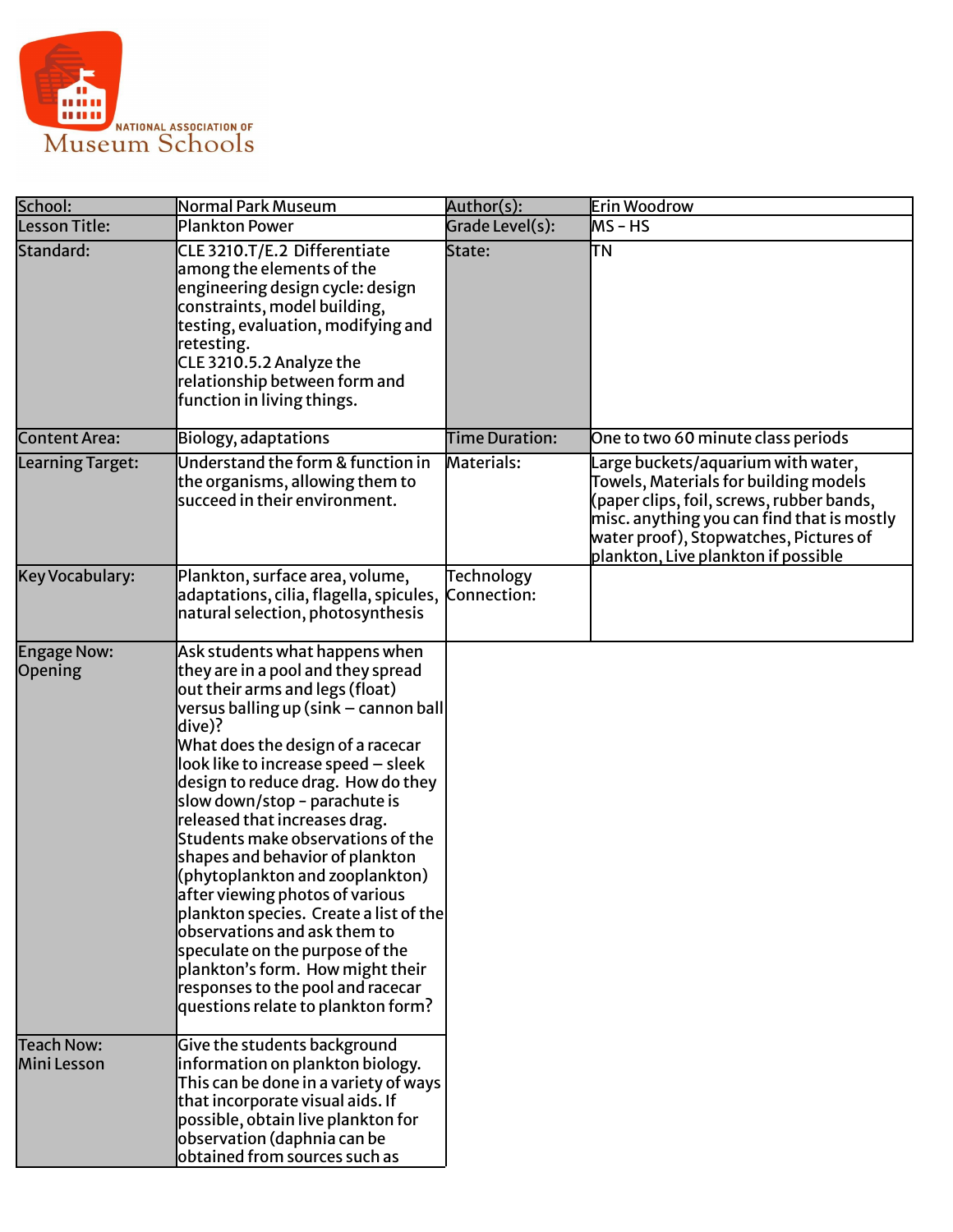NATIONAL ASSOCIATION OF
Museum Schools

| School: | Normal Park Museum | Author(s): | Erin Woodrow |
|---|---|---|---|
| Lesson Title: | Plankton Power | Grade Level(s): | MS – HS |
| Standard: | CLE 3210.T/E.2 Differentiate among the elements of the engineering design cycle: design constraints, model building, testing, evaluation, modifying and retesting.<br>CLE 3210.5.2 Analyze the relationship between form and function in living things. | State: | TN |
| Content Area: | Biology, adaptations | Time Duration: | One to two 60 minute class periods |
| Learning Target: | Understand the form & function in the organisms, allowing them to succeed in their environment. | Materials: | Large buckets/aquarium with water, Towels, Materials for building models (paper clips, foil, screws, rubber bands, misc. anything you can find that is mostly water proof), Stopwatches, Pictures of plankton, Live plankton if possible |
| Key Vocabulary: | Plankton, surface area, volume, adaptations, cilia, flagella, spicules, natural selection, photosynthesis | Technology Connection: | |
| Engage Now: Opening | Ask students what happens when they are in a pool and they spread out their arms and legs (float) versus balling up (sink – cannon ball dive)?<br>What does the design of a racecar look like to increase speed – sleek design to reduce drag. How do they slow down/stop - parachute is released that increases drag.<br>Students make observations of the shapes and behavior of plankton (phytoplankton and zooplankton) after viewing photos of various plankton species. Create a list of the observations and ask them to speculate on the purpose of the plankton's form. How might their responses to the pool and racecar questions relate to plankton form? | | |
| Teach Now: Mini Lesson | Give the students background information on plankton biology. This can be done in a variety of ways that incorporate visual aids. If possible, obtain live plankton for observation (daphnia can be obtained from sources such as | | |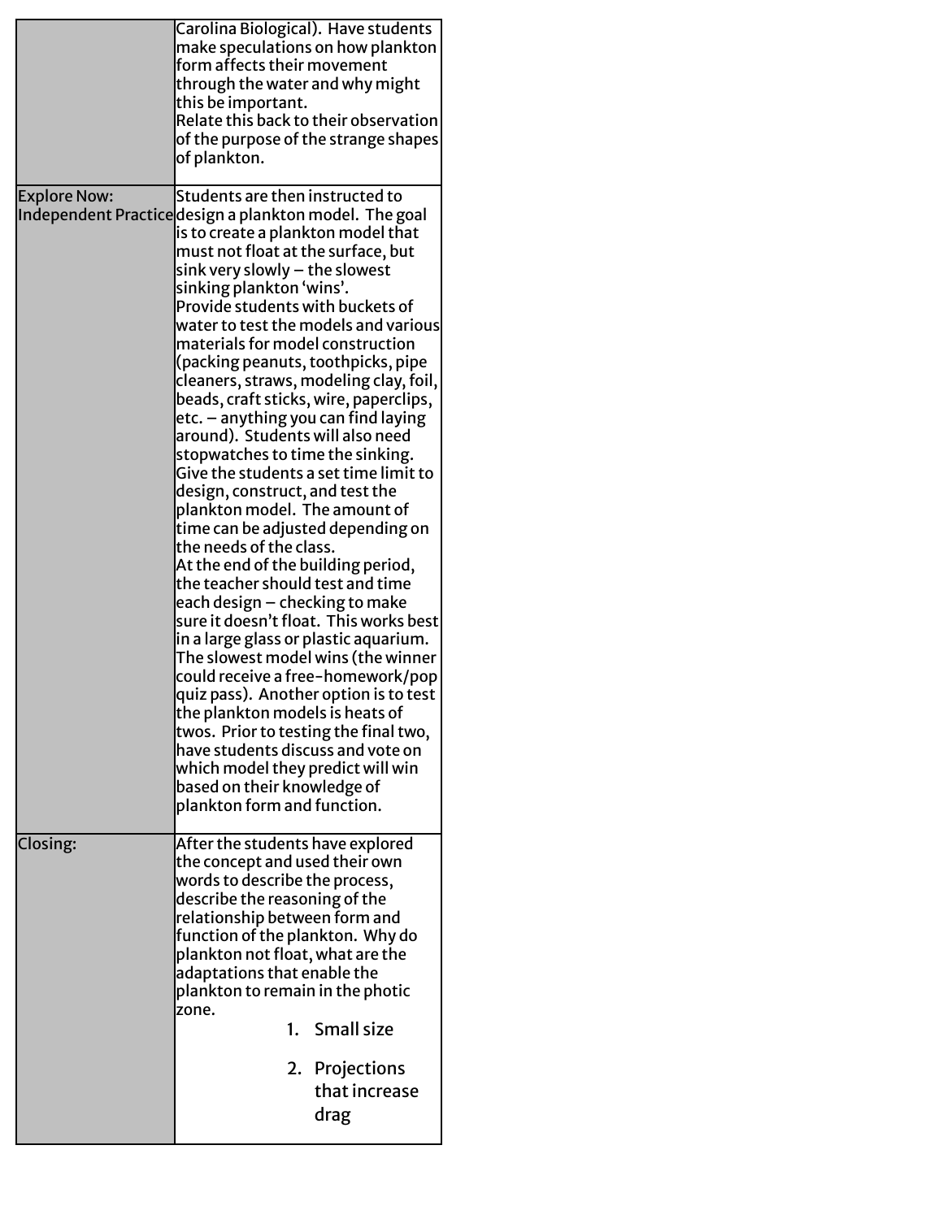| | |
|---|---|
| | Carolina Biological). Have students make speculations on how plankton form affects their movement through the water and why might this be important.<br>Relate this back to their observation of the purpose of the strange shapes of plankton. |
| Explore Now: Independent Practice | Students are then instructed to design a plankton model. The goal is to create a plankton model that must not float at the surface, but sink very slowly – the slowest sinking plankton 'wins'.<br>Provide students with buckets of water to test the models and various materials for model construction (packing peanuts, toothpicks, pipe cleaners, straws, modeling clay, foil, beads, craft sticks, wire, paperclips, etc. – anything you can find laying around). Students will also need stopwatches to time the sinking. Give the students a set time limit to design, construct, and test the plankton model. The amount of time can be adjusted depending on the needs of the class.<br>At the end of the building period, the teacher should test and time each design – checking to make sure it doesn't float. This works best in a large glass or plastic aquarium. The slowest model wins (the winner could receive a free-homework/pop quiz pass). Another option is to test the plankton models is heats of twos. Prior to testing the final two, have students discuss and vote on which model they predict will win based on their knowledge of plankton form and function. |
| Closing: | After the students have explored the concept and used their own words to describe the process, describe the reasoning of the relationship between form and function of the plankton. Why do plankton not float, what are the adaptations that enable the plankton to remain in the photic zone.<br>1. Small size<br>2. Projections that increase drag |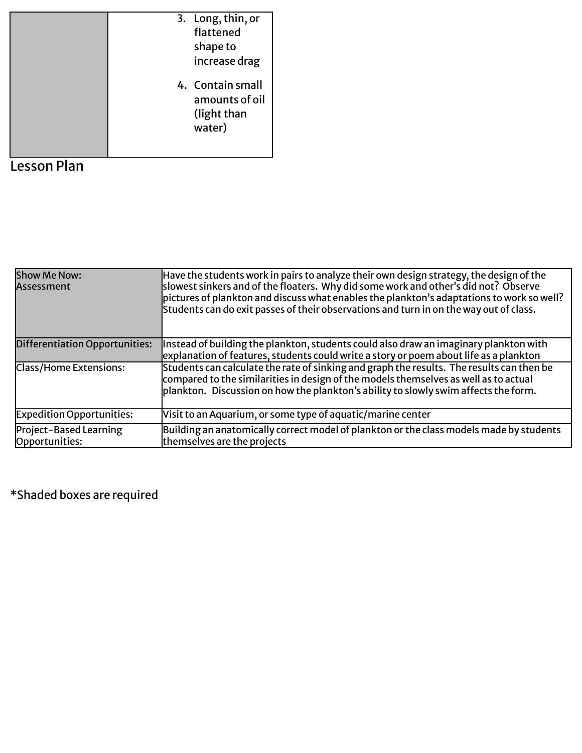| | |
|---|---|
| | 3. Long, thin, or flattened shape to increase drag<br><br>4. Contain small amounts of oil (light than water) |

Lesson Plan

| | |
|---|---|
| Show Me Now: Assessment | Have the students work in pairs to analyze their own design strategy, the design of the slowest sinkers and of the floaters. Why did some work and other's did not? Observe pictures of plankton and discuss what enables the plankton's adaptations to work so well? Students can do exit passes of their observations and turn in on the way out of class. |
| Differentiation Opportunities: | Instead of building the plankton, students could also draw an imaginary plankton with explanation of features, students could write a story or poem about life as a plankton |
| Class/Home Extensions: | Students can calculate the rate of sinking and graph the results. The results can then be compared to the similarities in design of the models themselves as well as to actual plankton. Discussion on how the plankton's ability to slowly swim affects the form. |
| Expedition Opportunities: | Visit to an Aquarium, or some type of aquatic/marine center |
| Project-Based Learning Opportunities: | Building an anatomically correct model of plankton or the class models made by students themselves are the projects |

*Shaded boxes are required